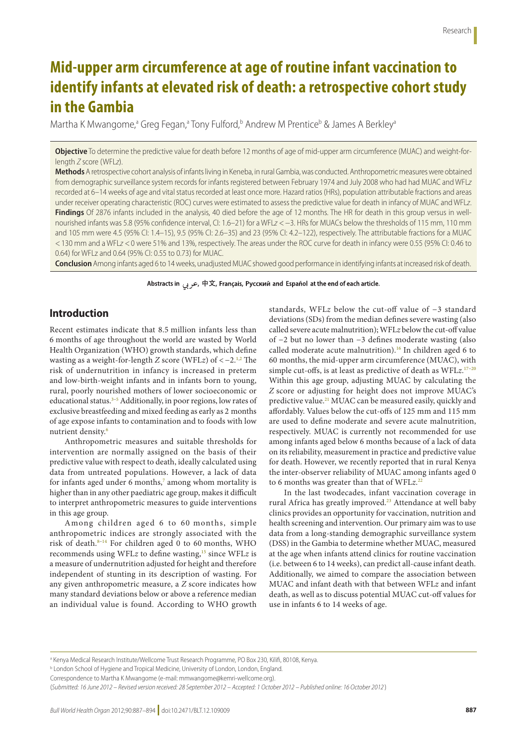# Mid-upper arm circumference at age of routine infant vaccination to identify infants at elevated risk of death: a retrospective cohort study in the Gambia

Martha K Mwangome,[a] Greg Fegan,[a] Tony Fulford,[b] Andrew M Prentice[b] & James A Berkley[a]

**Objective** To determine the predictive value for death before 12 months of age of mid-upper arm circumference (MUAC) and weight-for-length *Z* score (WFL*z*).

**Methods** A retrospective cohort analysis of infants living in Keneba, in rural Gambia, was conducted. Anthropometric measures were obtained from demographic surveillance system records for infants registered between February 1974 and July 2008 who had had MUAC and WFL*z* recorded at 6–14 weeks of age and vital status recorded at least once more. Hazard ratios (HRs), population attributable fractions and areas under receiver operating characteristic (ROC) curves were estimated to assess the predictive value for death in infancy of MUAC and WFL*z*.

**Findings** Of 2876 infants included in the analysis, 40 died before the age of 12 months. The HR for death in this group versus in well-nourished infants was 5.8 (95% confidence interval, CI: 1.6–21) for a WFL*z* < −3. HRs for MUACs below the thresholds of 115 mm, 110 mm and 105 mm were 4.5 (95% CI: 1.4–15), 9.5 (95% CI: 2.6–35) and 23 (95% CI: 4.2–122), respectively. The attributable fractions for a MUAC < 130 mm and a WFL*z* < 0 were 51% and 13%, respectively. The areas under the ROC curve for death in infancy were 0.55 (95% CI: 0.46 to 0.64) for WFL*z* and 0.64 (95% CI: 0.55 to 0.73) for MUAC.

**Conclusion** Among infants aged 6 to 14 weeks, unadjusted MUAC showed good performance in identifying infants at increased risk of death.

**Abstracts in عربي, 中文, Français, Русский and Español at the end of each article.**

## Introduction

Recent estimates indicate that 8.5 million infants less than 6 months of age throughout the world are wasted by World Health Organization (WHO) growth standards, which define wasting as a weight-for-length *Z* score (WFL*z*) of < −2.[1,2] The risk of undernutrition in infancy is increased in preterm and low-birth-weight infants and in infants born to young, rural, poorly nourished mothers of lower socioeconomic or educational status.[3–5] Additionally, in poor regions, low rates of exclusive breastfeeding and mixed feeding as early as 2 months of age expose infants to contamination and to foods with low nutrient density.[6]

Anthropometric measures and suitable thresholds for intervention are normally assigned on the basis of their predictive value with respect to death, ideally calculated using data from untreated populations. However, a lack of data for infants aged under 6 months,[7] among whom mortality is higher than in any other paediatric age group, makes it difficult to interpret anthropometric measures to guide interventions in this age group.

Among children aged 6 to 60 months, simple anthropometric indices are strongly associated with the risk of death.[8–14] For children aged 0 to 60 months, WHO recommends using WFL*z* to define wasting,[15] since WFL*z* is a measure of undernutrition adjusted for height and therefore independent of stunting in its description of wasting. For any given anthropometric measure, a *Z* score indicates how many standard deviations below or above a reference median an individual value is found. According to WHO growth standards, WFL*z* below the cut-off value of −3 standard deviations (SDs) from the median defines severe wasting (also called severe acute malnutrition); WFL*z* below the cut-off value of −2 but no lower than −3 defines moderate wasting (also called moderate acute malnutrition).[16] In children aged 6 to 60 months, the mid-upper arm circumference (MUAC), with simple cut-offs, is at least as predictive of death as WFL*z*.[17–20] Within this age group, adjusting MUAC by calculating the *Z* score or adjusting for height does not improve MUAC's predictive value.[21] MUAC can be measured easily, quickly and affordably. Values below the cut-offs of 125 mm and 115 mm are used to define moderate and severe acute malnutrition, respectively. MUAC is currently not recommended for use among infants aged below 6 months because of a lack of data on its reliability, measurement in practice and predictive value for death. However, we recently reported that in rural Kenya the inter-observer reliability of MUAC among infants aged 0 to 6 months was greater than that of WFL*z*.[22]

In the last twodecades, infant vaccination coverage in rural Africa has greatly improved.[23] Attendance at well baby clinics provides an opportunity for vaccination, nutrition and health screening and intervention. Our primary aim was to use data from a long-standing demographic surveillance system (DSS) in the Gambia to determine whether MUAC, measured at the age when infants attend clinics for routine vaccination (i.e. between 6 to 14 weeks), can predict all-cause infant death. Additionally, we aimed to compare the association between MUAC and infant death with that between WFL*z* and infant death, as well as to discuss potential MUAC cut-off values for use in infants 6 to 14 weeks of age.

[a] Kenya Medical Research Institute/Wellcome Trust Research Programme, PO Box 230, Kilifi, 80108, Kenya.
[b] London School of Hygiene and Tropical Medicine, University of London, London, England.
Correspondence to Martha K Mwangome (e-mail: mmwangome@kemri-wellcome.org).
(*Submitted: 16 June 2012 – Revised version received: 28 September 2012 – Accepted: 1 October 2012 – Published online: 16 October 2012*)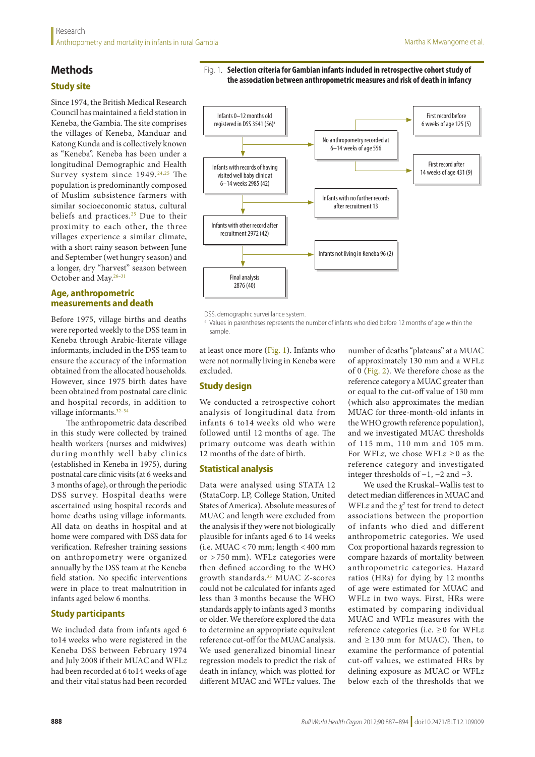## Methods

### Study site

Since 1974, the British Medical Research Council has maintained a field station in Keneba, the Gambia. The site comprises the villages of Keneba, Manduar and Katong Kunda and is collectively known as "Keneba". Keneba has been under a longitudinal Demographic and Health Survey system since 1949.[24,25] The population is predominantly composed of Muslim subsistence farmers with similar socioeconomic status, cultural beliefs and practices.[25] Due to their proximity to each other, the three villages experience a similar climate, with a short rainy season between June and September (wet hungry season) and a longer, dry "harvest" season between October and May.[26–31]

### Age, anthropometric measurements and death

Before 1975, village births and deaths were reported weekly to the DSS team in Keneba through Arabic-literate village informants, included in the DSS team to ensure the accuracy of the information obtained from the allocated households. However, since 1975 birth dates have been obtained from postnatal care clinic and hospital records, in addition to village informants.[32–34]

The anthropometric data described in this study were collected by trained health workers (nurses and midwives) during monthly well baby clinics (established in Keneba in 1975), during postnatal care clinic visits (at 6 weeks and 3 months of age), or through the periodic DSS survey. Hospital deaths were ascertained using hospital records and home deaths using village informants. All data on deaths in hospital and at home were compared with DSS data for verification. Refresher training sessions on anthropometry were organized annually by the DSS team at the Keneba field station. No specific interventions were in place to treat malnutrition in infants aged below 6 months.

### Study participants

We included data from infants aged 6 to14 weeks who were registered in the Keneba DSS between February 1974 and July 2008 if their MUAC and WFL*z* had been recorded at 6 to14 weeks of age and their vital status had been recorded at least once more (Fig. 1). Infants who were not normally living in Keneba were excluded.

Fig. 1. **Selection criteria for Gambian infants included in retrospective cohort study of the association between anthropometric measures and risk of death in infancy**

- Infants 0–12 months old registered in DSS 3541 (56)[a]
  - → No anthropometry recorded at 6–14 weeks of age 556
    - → First record before 6 weeks of age 125 (5)
    - → First record after 14 weeks of age 431 (9)
- Infants with records of having visited well baby clinic at 6–14 weeks 2985 (42)
  - → Infants with no further records after recruitment 13
- Infants with other record after recruitment 2972 (42)
  - → Infants not living in Keneba 96 (2)
- Final analysis 2876 (40)

DSS, demographic surveillance system.

[a] Values in parentheses represents the number of infants who died before 12 months of age within the sample.

### Study design

We conducted a retrospective cohort analysis of longitudinal data from infants 6 to14 weeks old who were followed until 12 months of age. The primary outcome was death within 12 months of the date of birth.

### Statistical analysis

Data were analysed using STATA 12 (StataCorp. LP, College Station, United States of America). Absolute measures of MUAC and length were excluded from the analysis if they were not biologically plausible for infants aged 6 to 14 weeks (i.e. MUAC < 70 mm; length < 400 mm or > 750 mm). WFL*z* categories were then defined according to the WHO growth standards.[35] MUAC *Z*-scores could not be calculated for infants aged less than 3 months because the WHO standards apply to infants aged 3 months or older. We therefore explored the data to determine an appropriate equivalent reference cut-off for the MUAC analysis. We used generalized binomial linear regression models to predict the risk of death in infancy, which was plotted for different MUAC and WFL*z* values. The number of deaths "plateaus" at a MUAC of approximately 130 mm and a WFL*z* of 0 (Fig. 2). We therefore chose as the reference category a MUAC greater than or equal to the cut-off value of 130 mm (which also approximates the median MUAC for three-month-old infants in the WHO growth reference population), and we investigated MUAC thresholds of 115 mm, 110 mm and 105 mm. For WFL*z*, we chose WFL*z* ≥ 0 as the reference category and investigated integer thresholds of −1, −2 and −3.

We used the Kruskal–Wallis test to detect median differences in MUAC and WFL*z* and the $\chi^2$ test for trend to detect associations between the proportion of infants who died and different anthropometric categories. We used Cox proportional hazards regression to compare hazards of mortality between anthropometric categories. Hazard ratios (HRs) for dying by 12 months of age were estimated for MUAC and WFL*z* in two ways. First, HRs were estimated by comparing individual MUAC and WFL*z* measures with the reference categories (i.e. ≥ 0 for WFL*z* and ≥ 130 mm for MUAC). Then, to examine the performance of potential cut-off values, we estimated HRs by defining exposure as MUAC or WFL*z* below each of the thresholds that we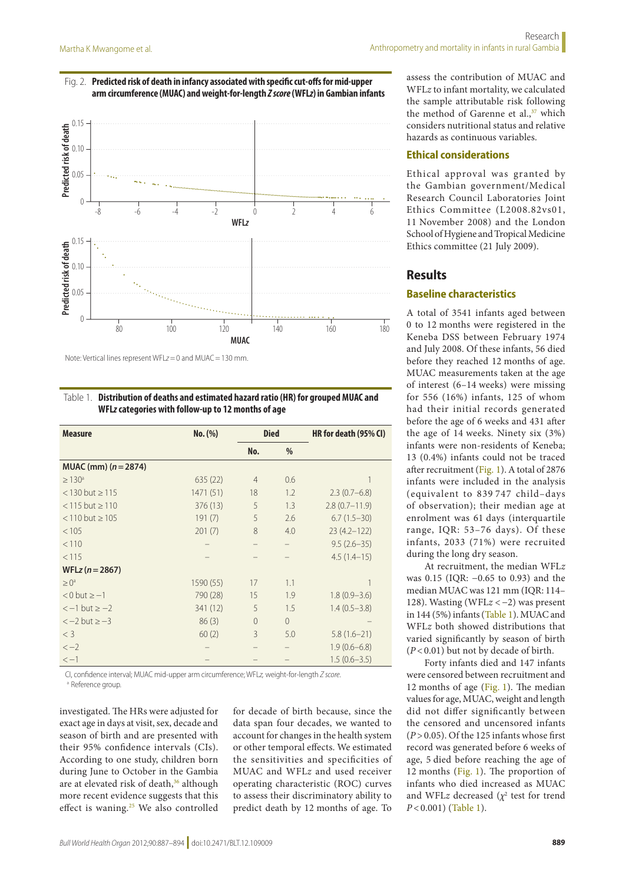Fig. 2. **Predicted risk of death in infancy associated with specific cut-offs for mid-upper arm circumference (MUAC) and weight-for-length *Z score* (WFLz) in Gambian infants**

Note: Vertical lines represent WFLz = 0 and MUAC = 130 mm.

Table 1. **Distribution of deaths and estimated hazard ratio (HR) for grouped MUAC and WFLz categories with follow-up to 12 months of age**

| Measure | No. (%) | Died | | HR for death (95% CI) |
|---|---|---|---|---|
| | | No. | % | |
| **MUAC (mm) (*n* = 2874)** | | | | |
| ≥ 130[a] | 635 (22) | 4 | 0.6 | 1 |
| < 130 but ≥ 115 | 1471 (51) | 18 | 1.2 | 2.3 (0.7–6.8) |
| < 115 but ≥ 110 | 376 (13) | 5 | 1.3 | 2.8 (0.7–11.9) |
| < 110 but ≥ 105 | 191 (7) | 5 | 2.6 | 6.7 (1.5–30) |
| < 105 | 201 (7) | 8 | 4.0 | 23 (4.2–122) |
| < 110 | – | – | – | 9.5 (2.6–35) |
| < 115 | – | – | – | 4.5 (1.4–15) |
| **WFLz (*n* = 2867)** | | | | |
| ≥ 0[a] | 1590 (55) | 17 | 1.1 | 1 |
| < 0 but ≥ −1 | 790 (28) | 15 | 1.9 | 1.8 (0.9–3.6) |
| < −1 but ≥ −2 | 341 (12) | 5 | 1.5 | 1.4 (0.5–3.8) |
| < −2 but ≥ −3 | 86 (3) | 0 | 0 | – |
| < 3 | 60 (2) | 3 | 5.0 | 5.8 (1.6–21) |
| < −2 | – | – | – | 1.9 (0.6–6.8) |
| < −1 | – | – | – | 1.5 (0.6–3.5) |

CI, confidence interval; MUAC mid-upper arm circumference; WFLz, weight-for-length *Z score*.
[a] Reference group.

investigated. The HRs were adjusted for exact age in days at visit, sex, decade and season of birth and are presented with their 95% confidence intervals (CIs). According to one study, children born during June to October in the Gambia are at elevated risk of death,[36] although more recent evidence suggests that this effect is waning.[25] We also controlled for decade of birth because, since the data span four decades, we wanted to account for changes in the health system or other temporal effects. We estimated the sensitivities and specificities of MUAC and WFL*z* and used receiver operating characteristic (ROC) curves to assess their discriminatory ability to predict death by 12 months of age. To assess the contribution of MUAC and WFL*z* to infant mortality, we calculated the sample attributable risk following the method of Garenne et al.,[37] which considers nutritional status and relative hazards as continuous variables.

### Ethical considerations

Ethical approval was granted by the Gambian government/Medical Research Council Laboratories Joint Ethics Committee (L2008.82vs01, 11 November 2008) and the London School of Hygiene and Tropical Medicine Ethics committee (21 July 2009).

## Results

### Baseline characteristics

A total of 3541 infants aged between 0 to 12 months were registered in the Keneba DSS between February 1974 and July 2008. Of these infants, 56 died before they reached 12 months of age. MUAC measurements taken at the age of interest (6–14 weeks) were missing for 556 (16%) infants, 125 of whom had their initial records generated before the age of 6 weeks and 431 after the age of 14 weeks. Ninety six (3%) infants were non-residents of Keneba; 13 (0.4%) infants could not be traced after recruitment (Fig. 1). A total of 2876 infants were included in the analysis (equivalent to 839 747 child–days of observation); their median age at enrolment was 61 days (interquartile range, IQR: 53–76 days). Of these infants, 2033 (71%) were recruited during the long dry season.

At recruitment, the median WFL*z* was 0.15 (IQR: −0.65 to 0.93) and the median MUAC was 121 mm (IQR: 114–128). Wasting (WFL*z* < −2) was present in 144 (5%) infants (Table 1). MUAC and WFL*z* both showed distributions that varied significantly by season of birth ($P < 0.01$) but not by decade of birth.

Forty infants died and 147 infants were censored between recruitment and 12 months of age (Fig. 1). The median values for age, MUAC, weight and length did not differ significantly between the censored and uncensored infants ($P > 0.05$). Of the 125 infants whose first record was generated before 6 weeks of age, 5 died before reaching the age of 12 months (Fig. 1). The proportion of infants who died increased as MUAC and WFL*z* decreased ($\chi^2$ test for trend $P < 0.001$) (Table 1).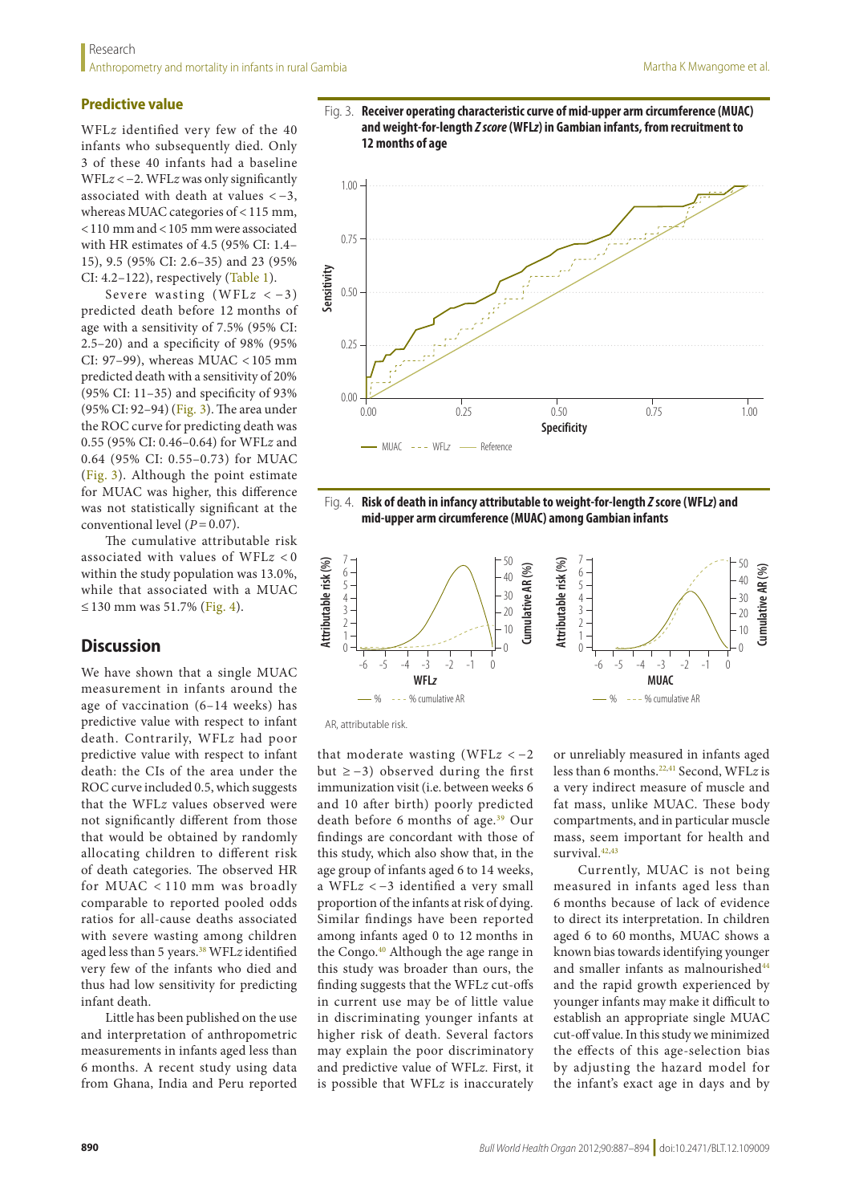### Predictive value

WFL*z* identified very few of the 40 infants who subsequently died. Only 3 of these 40 infants had a baseline WFL*z* < −2. WFL*z* was only significantly associated with death at values < −3, whereas MUAC categories of < 115 mm, < 110 mm and < 105 mm were associated with HR estimates of 4.5 (95% CI: 1.4–15), 9.5 (95% CI: 2.6–35) and 23 (95% CI: 4.2–122), respectively (Table 1).

Severe wasting (WFL*z* < −3) predicted death before 12 months of age with a sensitivity of 7.5% (95% CI: 2.5–20) and a specificity of 98% (95% CI: 97–99), whereas MUAC < 105 mm predicted death with a sensitivity of 20% (95% CI: 11–35) and specificity of 93% (95% CI: 92–94) (Fig. 3). The area under the ROC curve for predicting death was 0.55 (95% CI: 0.46–0.64) for WFL*z* and 0.64 (95% CI: 0.55–0.73) for MUAC (Fig. 3). Although the point estimate for MUAC was higher, this difference was not statistically significant at the conventional level ($P = 0.07$).

The cumulative attributable risk associated with values of WFL*z* < 0 within the study population was 13.0%, while that associated with a MUAC ≤ 130 mm was 51.7% (Fig. 4).

**Fig. 3. Receiver operating characteristic curve of mid-upper arm circumference (MUAC) and weight-for-length *Z score* (WFL*z*) in Gambian infants, from recruitment to 12 months of age**

**Fig. 4. Risk of death in infancy attributable to weight-for-length *Z* score (WFL*z*) and mid-upper arm circumference (MUAC) among Gambian infants**

AR, attributable risk.

## Discussion

We have shown that a single MUAC measurement in infants around the age of vaccination (6–14 weeks) has predictive value with respect to infant death. Contrarily, WFL*z* had poor predictive value with respect to infant death: the CIs of the area under the ROC curve included 0.5, which suggests that the WFL*z* values observed were not significantly different from those that would be obtained by randomly allocating children to different risk of death categories. The observed HR for MUAC < 110 mm was broadly comparable to reported pooled odds ratios for all-cause deaths associated with severe wasting among children aged less than 5 years.[38] WFL*z* identified very few of the infants who died and thus had low sensitivity for predicting infant death.

Little has been published on the use and interpretation of anthropometric measurements in infants aged less than 6 months. A recent study using data from Ghana, India and Peru reported that moderate wasting (WFL*z* < −2 but ≥ −3) observed during the first immunization visit (i.e. between weeks 6 and 10 after birth) poorly predicted death before 6 months of age.[39] Our findings are concordant with those of this study, which also show that, in the age group of infants aged 6 to 14 weeks, a WFL*z* < −3 identified a very small proportion of the infants at risk of dying. Similar findings have been reported among infants aged 0 to 12 months in the Congo.[40] Although the age range in this study was broader than ours, the finding suggests that the WFL*z* cut-offs in current use may be of little value in discriminating younger infants at higher risk of death. Several factors may explain the poor discriminatory and predictive value of WFL*z*. First, it is possible that WFL*z* is inaccurately or unreliably measured in infants aged less than 6 months.[22,41] Second, WFL*z* is a very indirect measure of muscle and fat mass, unlike MUAC. These body compartments, and in particular muscle mass, seem important for health and survival.[42,43]

Currently, MUAC is not being measured in infants aged less than 6 months because of lack of evidence to direct its interpretation. In children aged 6 to 60 months, MUAC shows a known bias towards identifying younger and smaller infants as malnourished[44] and the rapid growth experienced by younger infants may make it difficult to establish an appropriate single MUAC cut-off value. In this study we minimized the effects of this age-selection bias by adjusting the hazard model for the infant's exact age in days and by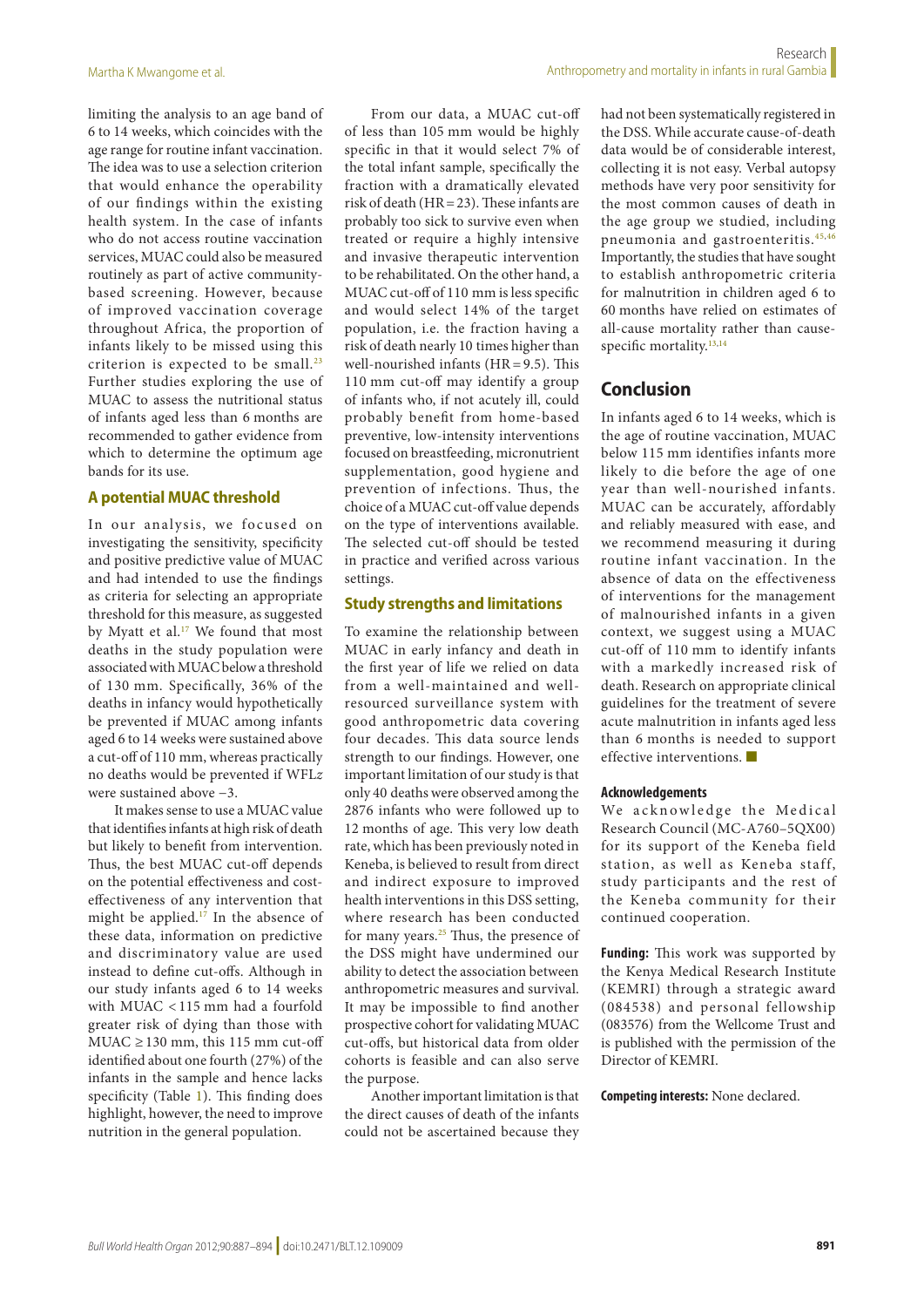limiting the analysis to an age band of 6 to 14 weeks, which coincides with the age range for routine infant vaccination. The idea was to use a selection criterion that would enhance the operability of our findings within the existing health system. In the case of infants who do not access routine vaccination services, MUAC could also be measured routinely as part of active community-based screening. However, because of improved vaccination coverage throughout Africa, the proportion of infants likely to be missed using this criterion is expected to be small.[23] Further studies exploring the use of MUAC to assess the nutritional status of infants aged less than 6 months are recommended to gather evidence from which to determine the optimum age bands for its use.

### A potential MUAC threshold

In our analysis, we focused on investigating the sensitivity, specificity and positive predictive value of MUAC and had intended to use the findings as criteria for selecting an appropriate threshold for this measure, as suggested by Myatt et al.[17] We found that most deaths in the study population were associated with MUAC below a threshold of 130 mm. Specifically, 36% of the deaths in infancy would hypothetically be prevented if MUAC among infants aged 6 to 14 weeks were sustained above a cut-off of 110 mm, whereas practically no deaths would be prevented if WFL*z* were sustained above −3.

It makes sense to use a MUAC value that identifies infants at high risk of death but likely to benefit from intervention. Thus, the best MUAC cut-off depends on the potential effectiveness and cost-effectiveness of any intervention that might be applied.[17] In the absence of these data, information on predictive and discriminatory value are used instead to define cut-offs. Although in our study infants aged 6 to 14 weeks with MUAC < 115 mm had a fourfold greater risk of dying than those with MUAC ≥ 130 mm, this 115 mm cut-off identified about one fourth (27%) of the infants in the sample and hence lacks specificity (Table 1). This finding does highlight, however, the need to improve nutrition in the general population.

From our data, a MUAC cut-off of less than 105 mm would be highly specific in that it would select 7% of the total infant sample, specifically the fraction with a dramatically elevated risk of death (HR = 23). These infants are probably too sick to survive even when treated or require a highly intensive and invasive therapeutic intervention to be rehabilitated. On the other hand, a MUAC cut-off of 110 mm is less specific and would select 14% of the target population, i.e. the fraction having a risk of death nearly 10 times higher than well-nourished infants (HR = 9.5). This 110 mm cut-off may identify a group of infants who, if not acutely ill, could probably benefit from home-based preventive, low-intensity interventions focused on breastfeeding, micronutrient supplementation, good hygiene and prevention of infections. Thus, the choice of a MUAC cut-off value depends on the type of interventions available. The selected cut-off should be tested in practice and verified across various settings.

### Study strengths and limitations

To examine the relationship between MUAC in early infancy and death in the first year of life we relied on data from a well-maintained and well-resourced surveillance system with good anthropometric data covering four decades. This data source lends strength to our findings. However, one important limitation of our study is that only 40 deaths were observed among the 2876 infants who were followed up to 12 months of age. This very low death rate, which has been previously noted in Keneba, is believed to result from direct and indirect exposure to improved health interventions in this DSS setting, where research has been conducted for many years.[25] Thus, the presence of the DSS might have undermined our ability to detect the association between anthropometric measures and survival. It may be impossible to find another prospective cohort for validating MUAC cut-offs, but historical data from older cohorts is feasible and can also serve the purpose.

Another important limitation is that the direct causes of death of the infants could not be ascertained because they had not been systematically registered in the DSS. While accurate cause-of-death data would be of considerable interest, collecting it is not easy. Verbal autopsy methods have very poor sensitivity for the most common causes of death in the age group we studied, including pneumonia and gastroenteritis.[45,46] Importantly, the studies that have sought to establish anthropometric criteria for malnutrition in children aged 6 to 60 months have relied on estimates of all-cause mortality rather than cause-specific mortality.[13,14]

## Conclusion

In infants aged 6 to 14 weeks, which is the age of routine vaccination, MUAC below 115 mm identifies infants more likely to die before the age of one year than well-nourished infants. MUAC can be accurately, affordably and reliably measured with ease, and we recommend measuring it during routine infant vaccination. In the absence of data on the effectiveness of interventions for the management of malnourished infants in a given context, we suggest using a MUAC cut-off of 110 mm to identify infants with a markedly increased risk of death. Research on appropriate clinical guidelines for the treatment of severe acute malnutrition in infants aged less than 6 months is needed to support effective interventions. ■

#### Acknowledgements

We acknowledge the Medical Research Council (MC-A760–5QX00) for its support of the Keneba field station, as well as Keneba staff, study participants and the rest of the Keneba community for their continued cooperation.

**Funding:** This work was supported by the Kenya Medical Research Institute (KEMRI) through a strategic award (084538) and personal fellowship (083576) from the Wellcome Trust and is published with the permission of the Director of KEMRI.

**Competing interests:** None declared.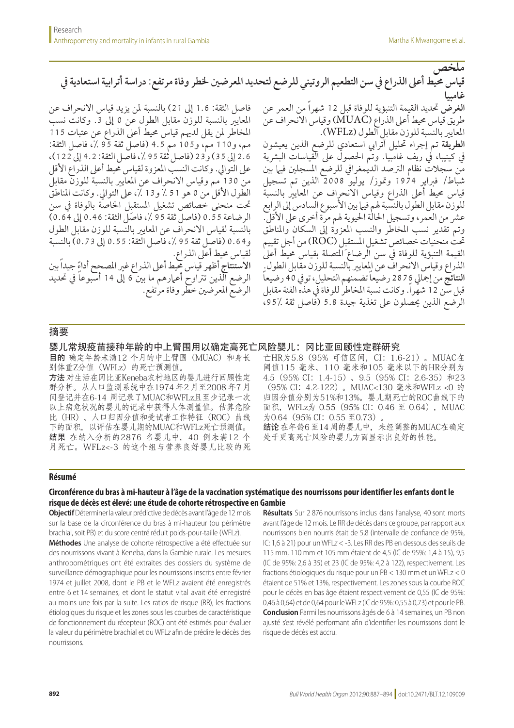## ملخص

### قياس محيط أعلى الذراع في سن التطعيم الروتيني للرضع لتحديد المعرضين لخطر وفاة مرتفع: دراسة أترابية استعادية في غامبيا

**الغرض** تحديد القيمة التنبؤية للوفاة قبل 12 شهراً من العمر عن طريق قياس محيط أعلى الذراع (MUAC) وقياس الانحراف عن المعايير بالنسبة للوزن مقابل الطول (WFLz).

**الطريقة** تم إجراء تحليل أترابي استعادي للرضع الذين يعيشون في كينيبا، في ريف غامبيا. وتم الحصول على القياسات البشرية من سجلات نظام الترصد الديمغرافي للرضع المسجلين فيما بين شباط/ فبراير 1974 وتموز/ يوليو 2008 الذين تم تسجيل قياس محيط أعلى الذراع وقياس الانحراف عن المعايير بالنسبة للوزن مقابل الطول بالنسبة لهم فيما بين الأسبوع السادس إلى الرابع عشر من العمر، وتسجيل الحالة الحيوية لهم مرة أخرى على الأقل. وتم تقدير نسب المخاطر والنسب المعزوة إلى السكان والمناطق تحت منحنيات خصائص تشغيل المستقبل (ROC) من أجل تقييم القيمة التنبؤية للوفاة في سن الرضاع المتصلة بقياس محيط أعلى الذراع وقياس الانحراف عن المعايير بالنسبة للوزن مقابل الطول.

**النتائج** من إجمالي 2876 رضيعاً تضمنهم التحليل، توفي 40 رضيعاً قبل سن 12 شهراً. وكانت نسبة المخاطر للوفاة في هذه الفئة مقابل الرضع الذين يحصلون على تغذية جيدة 5.8 (فاصل ثقة 95٪، فاصل الثقة: 1.6 إلى 21) بالنسبة لمن يزيد قياس الانحراف عن المعايير بالنسبة للوزن مقابل الطول عن 0 إلى 3. وكانت نسب المخاطر لمن يقل لديهم قياس محيط أعلى الذراع عن عتبات 115 مم، و110 مم، و105 مم 4.5 (فاصل ثقة 95 ٪، فاصل الثقة: 2.6 إلى 35) و23 (فاصل ثقة 95 ٪، فاصل الثقة: 4.2 إلى 122)، على التوالي. وكانت النسب المعزوة لقياس محيط أعلى الذراع الأقل من 130 مم وقياس الانحراف عن المعايير بالنسبة للوزن مقابل الطول الأقل من 0 هو 51 ٪ و13 ٪، على التوالي. وكانت المناطق تحت منحنى خصائص تشغيل المستقبل الخاصة بالوفاة في سن الرضاعة 0.55 (فاصل ثقة 95 ٪، فاصل الثقة: 0.46 إلى 0.64) بالنسبة لقياس الانحراف عن المعايير بالنسبة للوزن مقابل الطول و0.64 (فاصل ثقة 95 ٪، فاصل الثقة: 0.55 إلى 0.73) بالنسبة لقياس محيط أعلى الذراع.

**الاستنتاج** أظهر قياس محيط أعلى الذراع غير المصحح أداءً جيداً بين الرضع الذين تتراوح أعمارهم ما بين 6 إلى 14 أسبوعاً في تحديد الرضع المعرضين لخطر وفاة مرتفع.

## 摘要

### 婴儿常规疫苗接种年龄的中上臂围用以确定高死亡风险婴儿：冈比亚回顾性定群研究

**目的** 确定年龄未满12 个月的中上臂围（MUAC）和身长别体重Z分值（WFLz）的死亡预测值。

**方法** 对生活在冈比亚Keneba农村地区的婴儿进行回顾性定群分析。从人口监测系统中在1974 年2月至2008 年7 月间登记并在6-14 周记录了MUAC和WFLz且至少记录一次以上病危状况的婴儿的记录中获得人体测量值。估算危险比（HR）、人口归因分值和受试者工作特征（ROC）曲线下的面积，以评估在婴儿期的MUAC和WFLz死亡预测值。

**结果** 在纳入分析的2876 名婴儿中，40 例未满12 个月死亡。WFLz<-3 的这个组与营养良好婴儿比较的死亡HR为5.8（95% 可信区间，CI：1.6-21）。MUAC在阈值115 毫米、110 毫米和105 毫米以下的HR分别为4.5（95% CI：1.4-15）、9.5（95% CI：2.6-35）和23（95% CI：4.2-122）。MUAC<130 毫米和WFLz <0 的归因分值分别为51%和13%。婴儿期死亡的ROC曲线下的面积，WFLz为 0.55（95% CI：0.46 至 0.64），MUAC为0.64（95% CI：0.55 至0.73）。

**结论** 在年龄6 至14 周的婴儿中，未经调整的MUAC在确定处于更高死亡风险的婴儿方面显示出良好的性能。

## Résumé

### Circonférence du bras à mi-hauteur à l'âge de la vaccination systématique des nourrissons pour identifier les enfants dont le risque de décès est élevé: une étude de cohorte rétrospective en Gambie

**Objectif** Déterminer la valeur prédictive de décès avant l'âge de 12 mois sur la base de la circonférence du bras à mi-hauteur (ou périmètre brachial, soit PB) et du score centré réduit poids-pour-taille (WFLz).

**Méthodes** Une analyse de cohorte rétrospective a été effectuée sur des nourrissons vivant à Keneba, dans la Gambie rurale. Les mesures anthropométriques ont été extraites des dossiers du système de surveillance démographique pour les nourrissons inscrits entre février 1974 et juillet 2008, dont le PB et le WFL*z* avaient été enregistrés entre 6 et 14 semaines, et dont le statut vital avait été enregistré au moins une fois par la suite. Les ratios de risque (RR), les fractions étiologiques du risque et les zones sous les courbes de caractéristique de fonctionnement du récepteur (ROC) ont été estimés pour évaluer la valeur du périmètre brachial et du WFL*z* afin de prédire le décès des nourrissons.

**Résultats** Sur 2 876 nourrissons inclus dans l'analyse, 40 sont morts avant l'âge de 12 mois. Le RR de décès dans ce groupe, par rapport aux nourrissons bien nourris était de 5,8 (intervalle de confiance de 95%, IC: 1,6 à 21) pour un WFL*z* < -3. Les RR des PB en dessous des seuils de 115 mm, 110 mm et 105 mm étaient de 4,5 (IC de 95%: 1,4 à 15), 9,5 (IC de 95%: 2,6 à 35) et 23 (IC de 95%: 4,2 à 122), respectivement. Les fractions étiologiques du risque pour un PB < 130 mm et un WFL*z* < 0 étaient de 51% et 13%, respectivement. Les zones sous la courbe ROC pour le décès en bas âge étaient respectivement de 0,55 (IC de 95%: 0,46 à 0,64) et de 0,64 pour le WFL*z* (IC de 95%: 0,55 à 0,73) et pour le PB.

**Conclusion** Parmi les nourrissons âgés de 6 à 14 semaines, un PB non ajusté s'est révélé performant afin d'identifier les nourrissons dont le risque de décès est accru.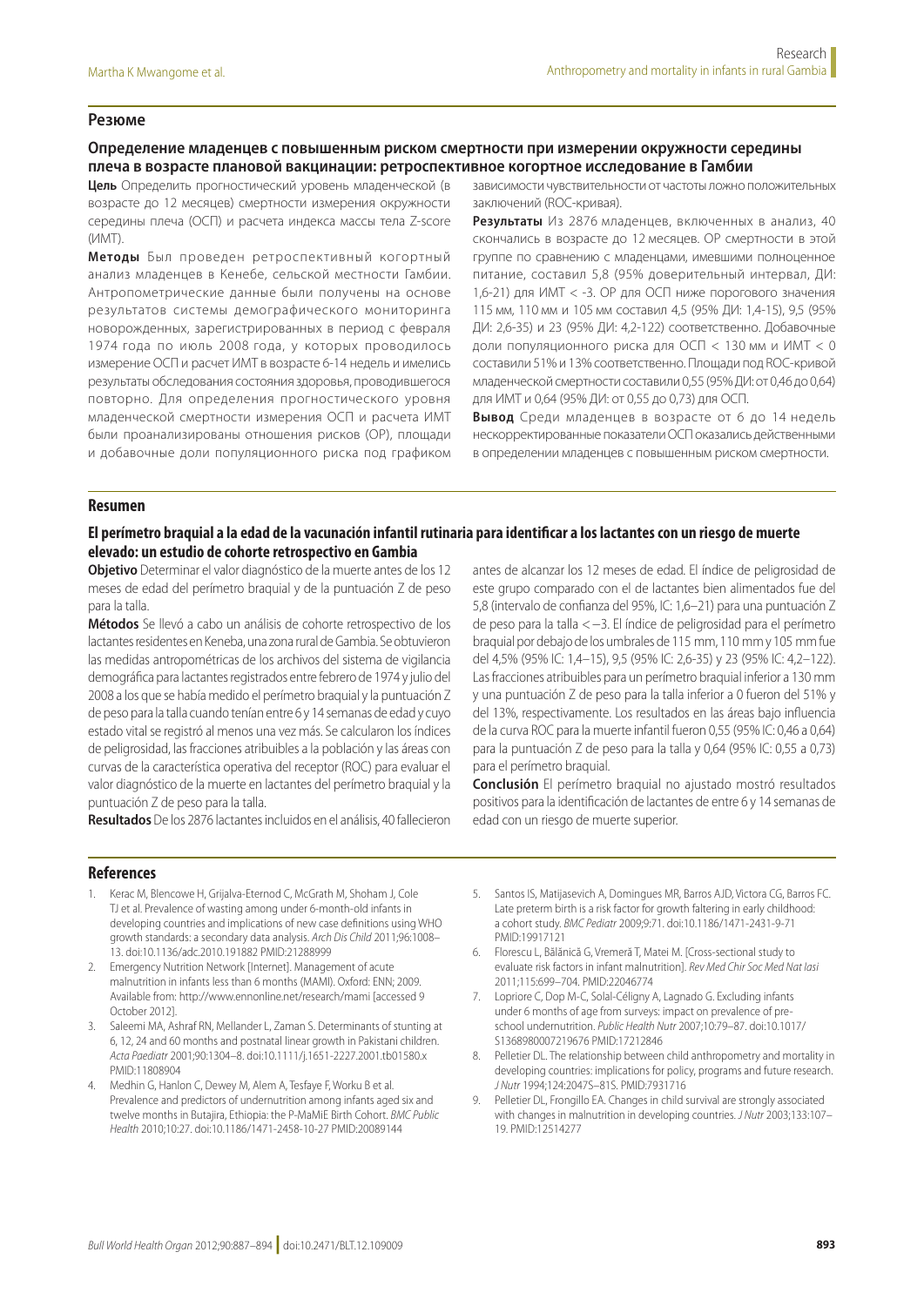## Резюме

### Определение младенцев с повышенным риском смертности при измерении окружности середины плеча в возрасте плановой вакцинации: ретроспективное когортное исследование в Гамбии

**Цель** Определить прогностический уровень младенческой (в возрасте до 12 месяцев) смертности измерения окружности середины плеча (ОСП) и расчета индекса массы тела Z-score (ИМТ).

**Методы** Был проведен ретроспективный когортный анализ младенцев в Кенебе, сельской местности Гамбии. Антропометрические данные были получены на основе результатов системы демографического мониторинга новорожденных, зарегистрированных в период с февраля 1974 года по июль 2008 года, у которых проводилось измерение ОСП и расчет ИМТ в возрасте 6-14 недель и имелись результаты обследования состояния здоровья, проводившегося повторно. Для определения прогностического уровня младенческой смертности измерения ОСП и расчета ИМТ были проанализированы отношения рисков (ОР), площади и добавочные доли популяционного риска под графиком зависимости чувствительности от частоты ложно положительных заключений (ROC-кривая).

**Результаты** Из 2876 младенцев, включенных в анализ, 40 скончались в возрасте до 12 месяцев. ОР смертности в этой группе по сравнению с младенцами, имевшими полноценное питание, составил 5,8 (95% доверительный интервал, ДИ: 1,6-21) для ИМТ < -3. ОР для ОСП ниже порогового значения 115 мм, 110 мм и 105 мм составил 4,5 (95% ДИ: 1,4-15), 9,5 (95% ДИ: 2,6-35) и 23 (95% ДИ: 4,2-122) соответственно. Добавочные доли популяционного риска для ОСП < 130 мм и ИМТ < 0 составили 51% и 13% соответственно. Площади под ROC-кривой младенческой смертности составили 0,55 (95% ДИ: от 0,46 до 0,64) для ИМТ и 0,64 (95% ДИ: от 0,55 до 0,73) для ОСП.

**Вывод** Среди младенцев в возрасте от 6 до 14 недель нескорректированные показатели ОСП оказались действенными в определении младенцев с повышенным риском смертности.

## Resumen

### El perímetro braquial a la edad de la vacunación infantil rutinaria para identificar a los lactantes con un riesgo de muerte elevado: un estudio de cohorte retrospectivo en Gambia

**Objetivo** Determinar el valor diagnóstico de la muerte antes de los 12 meses de edad del perímetro braquial y de la puntuación Z de peso para la talla.

**Métodos** Se llevó a cabo un análisis de cohorte retrospectivo de los lactantes residentes en Keneba, una zona rural de Gambia. Se obtuvieron las medidas antropométricas de los archivos del sistema de vigilancia demográfica para lactantes registrados entre febrero de 1974 y julio del 2008 a los que se había medido el perímetro braquial y la puntuación Z de peso para la talla cuando tenían entre 6 y 14 semanas de edad y cuyo estado vital se registró al menos una vez más. Se calcularon los índices de peligrosidad, las fracciones atribuibles a la población y las áreas con curvas de la característica operativa del receptor (ROC) para evaluar el valor diagnóstico de la muerte en lactantes del perímetro braquial y la puntuación Z de peso para la talla.

**Resultados** De los 2876 lactantes incluidos en el análisis, 40 fallecieron antes de alcanzar los 12 meses de edad. El índice de peligrosidad de este grupo comparado con el de lactantes bien alimentados fue del 5,8 (intervalo de confianza del 95%, IC: 1,6–21) para una puntuación Z de peso para la talla <−3. El índice de peligrosidad para el perímetro braquial por debajo de los umbrales de 115 mm, 110 mm y 105 mm fue del 4,5% (95% IC: 1,4–15), 9,5 (95% IC: 2,6-35) y 23 (95% IC: 4,2–122). Las fracciones atribuibles para un perímetro braquial inferior a 130 mm y una puntuación Z de peso para la talla inferior a 0 fueron del 51% y del 13%, respectivamente. Los resultados en las áreas bajo influencia de la curva ROC para la muerte infantil fueron 0,55 (95% IC: 0,46 a 0,64) para la puntuación Z de peso para la talla y 0,64 (95% IC: 0,55 a 0,73) para el perímetro braquial.

**Conclusión** El perímetro braquial no ajustado mostró resultados positivos para la identificación de lactantes de entre 6 y 14 semanas de edad con un riesgo de muerte superior.

## References

1. Kerac M, Blencowe H, Grijalva-Eternod C, McGrath M, Shoham J, Cole TJ et al. Prevalence of wasting among under 6-month-old infants in developing countries and implications of new case definitions using WHO growth standards: a secondary data analysis. *Arch Dis Child* 2011;96:1008–13. doi:10.1136/adc.2010.191882 PMID:21288999
2. Emergency Nutrition Network [Internet]. Management of acute malnutrition in infants less than 6 months (MAMI). Oxford: ENN; 2009. Available from: http://www.ennonline.net/research/mami [accessed 9 October 2012].
3. Saleemi MA, Ashraf RN, Mellander L, Zaman S. Determinants of stunting at 6, 12, 24 and 60 months and postnatal linear growth in Pakistani children. *Acta Paediatr* 2001;90:1304–8. doi:10.1111/j.1651-2227.2001.tb01580.x PMID:11808904
4. Medhin G, Hanlon C, Dewey M, Alem A, Tesfaye F, Worku B et al. Prevalence and predictors of undernutrition among infants aged six and twelve months in Butajira, Ethiopia: the P-MaMiE Birth Cohort. *BMC Public Health* 2010;10:27. doi:10.1186/1471-2458-10-27 PMID:20089144
5. Santos IS, Matijasevich A, Domingues MR, Barros AJD, Victora CG, Barros FC. Late preterm birth is a risk factor for growth faltering in early childhood: a cohort study. *BMC Pediatr* 2009;9:71. doi:10.1186/1471-2431-9-71 PMID:19917121
6. Florescu L, Bălănică G, Vremeră T, Matei M. [Cross-sectional study to evaluate risk factors in infant malnutrition]. *Rev Med Chir Soc Med Nat Iasi* 2011;115:699–704. PMID:22046774
7. Lopriore C, Dop M-C, Solal-Céligny A, Lagnado G. Excluding infants under 6 months of age from surveys: impact on prevalence of pre-school undernutrition. *Public Health Nutr* 2007;10:79–87. doi:10.1017/S1368980007219676 PMID:17212846
8. Pelletier DL. The relationship between child anthropometry and mortality in developing countries: implications for policy, programs and future research. *J Nutr* 1994;124:2047S–81S. PMID:7931716
9. Pelletier DL, Frongillo EA. Changes in child survival are strongly associated with changes in malnutrition in developing countries. *J Nutr* 2003;133:107–19. PMID:12514277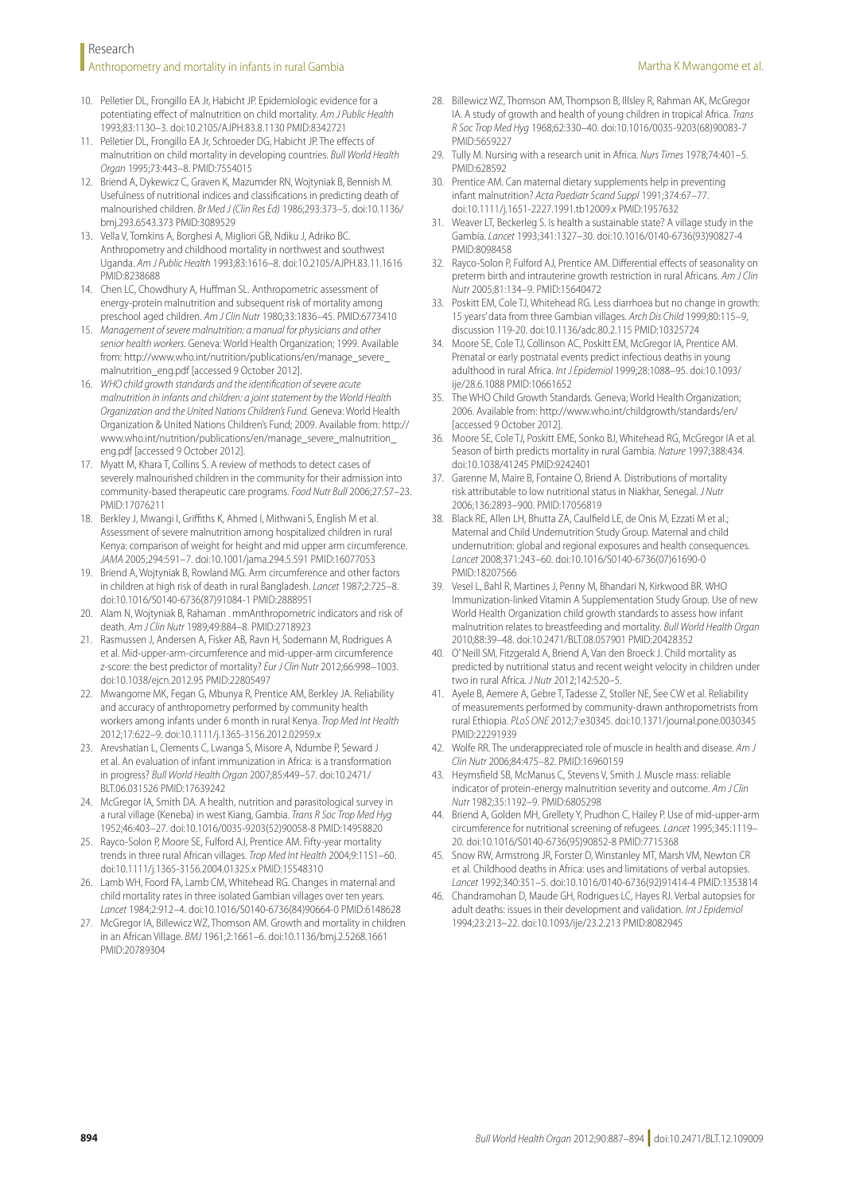10. Pelletier DL, Frongillo EA Jr, Habicht JP. Epidemiologic evidence for a potentiating effect of malnutrition on child mortality. *Am J Public Health* 1993;83:1130–3. doi:10.2105/AJPH.83.8.1130 PMID:8342721
11. Pelletier DL, Frongillo EA Jr, Schroeder DG, Habicht JP. The effects of malnutrition on child mortality in developing countries. *Bull World Health Organ* 1995;73:443–8. PMID:7554015
12. Briend A, Dykewicz C, Graven K, Mazumder RN, Wojtyniak B, Bennish M. Usefulness of nutritional indices and classifications in predicting death of malnourished children. *Br Med J (Clin Res Ed)* 1986;293:373–5. doi:10.1136/bmj.293.6543.373 PMID:3089529
13. Vella V, Tomkins A, Borghesi A, Migliori GB, Ndiku J, Adriko BC. Anthropometry and childhood mortality in northwest and southwest Uganda. *Am J Public Health* 1993;83:1616–8. doi:10.2105/AJPH.83.11.1616 PMID:8238688
14. Chen LC, Chowdhury A, Huffman SL. Anthropometric assessment of energy-protein malnutrition and subsequent risk of mortality among preschool aged children. *Am J Clin Nutr* 1980;33:1836–45. PMID:6773410
15. *Management of severe malnutrition: a manual for physicians and other senior health workers*. Geneva: World Health Organization; 1999. Available from: http://www.who.int/nutrition/publications/en/manage_severe_malnutrition_eng.pdf [accessed 9 October 2012].
16. *WHO child growth standards and the identification of severe acute malnutrition in infants and children: a joint statement by the World Health Organization and the United Nations Children's Fund*. Geneva: World Health Organization & United Nations Children's Fund; 2009. Available from: http://www.who.int/nutrition/publications/en/manage_severe_malnutrition_eng.pdf [accessed 9 October 2012].
17. Myatt M, Khara T, Collins S. A review of methods to detect cases of severely malnourished children in the community for their admission into community-based therapeutic care programs. *Food Nutr Bull* 2006;27:S7–23. PMID:17076211
18. Berkley J, Mwangi I, Griffiths K, Ahmed I, Mithwani S, English M et al. Assessment of severe malnutrition among hospitalized children in rural Kenya: comparison of weight for height and mid upper arm circumference. *JAMA* 2005;294:591–7. doi:10.1001/jama.294.5.591 PMID:16077053
19. Briend A, Wojtyniak B, Rowland MG. Arm circumference and other factors in children at high risk of death in rural Bangladesh. *Lancet* 1987;2:725–8. doi:10.1016/S0140-6736(87)91084-1 PMID:2888951
20. Alam N, Wojtyniak B, Rahaman . mmAnthropometric indicators and risk of death. *Am J Clin Nutr* 1989;49:884–8. PMID:2718923
21. Rasmussen J, Andersen A, Fisker AB, Ravn H, Sodemann M, Rodrigues A et al. Mid-upper-arm-circumference and mid-upper-arm circumference z-score: the best predictor of mortality? *Eur J Clin Nutr* 2012;66:998–1003. doi:10.1038/ejcn.2012.95 PMID:22805497
22. Mwangome MK, Fegan G, Mbunya R, Prentice AM, Berkley JA. Reliability and accuracy of anthropometry performed by community health workers among infants under 6 month in rural Kenya. *Trop Med Int Health* 2012;17:622–9. doi:10.1111/j.1365-3156.2012.02959.x
23. Arevshatian L, Clements C, Lwanga S, Misore A, Ndumbe P, Seward J et al. An evaluation of infant immunization in Africa: is a transformation in progress? *Bull World Health Organ* 2007;85:449–57. doi:10.2471/BLT.06.031526 PMID:17639242
24. McGregor IA, Smith DA. A health, nutrition and parasitological survey in a rural village (Keneba) in west Kiang, Gambia. *Trans R Soc Trop Med Hyg* 1952;46:403–27. doi:10.1016/0035-9203(52)90058-8 PMID:14958820
25. Rayco-Solon P, Moore SE, Fulford AJ, Prentice AM. Fifty-year mortality trends in three rural African villages. *Trop Med Int Health* 2004;9:1151–60. doi:10.1111/j.1365-3156.2004.01325.x PMID:15548310
26. Lamb WH, Foord FA, Lamb CM, Whitehead RG. Changes in maternal and child mortality rates in three isolated Gambian villages over ten years. *Lancet* 1984;2:912–4. doi:10.1016/S0140-6736(84)90664-0 PMID:6148628
27. McGregor IA, Billewicz WZ, Thomson AM. Growth and mortality in children in an African Village. *BMJ* 1961;2:1661–6. doi:10.1136/bmj.2.5268.1661 PMID:20789304
28. Billewicz WZ, Thomson AM, Thompson B, Illsley R, Rahman AK, McGregor IA. A study of growth and health of young children in tropical Africa. *Trans R Soc Trop Med Hyg* 1968;62:330–40. doi:10.1016/0035-9203(68)90083-7 PMID:5659227
29. Tully M. Nursing with a research unit in Africa. *Nurs Times* 1978;74:401–5. PMID:628592
30. Prentice AM. Can maternal dietary supplements help in preventing infant malnutrition? *Acta Paediatr Scand Suppl* 1991;374:67–77. doi:10.1111/j.1651-2227.1991.tb12009.x PMID:1957632
31. Weaver LT, Beckerleg S. Is health a sustainable state? A village study in the Gambia. *Lancet* 1993;341:1327–30. doi:10.1016/0140-6736(93)90827-4 PMID:8098458
32. Rayco-Solon P, Fulford AJ, Prentice AM. Differential effects of seasonality on preterm birth and intrauterine growth restriction in rural Africans. *Am J Clin Nutr* 2005;81:134–9. PMID:15640472
33. Poskitt EM, Cole TJ, Whitehead RG. Less diarrhoea but no change in growth: 15 years' data from three Gambian villages. *Arch Dis Child* 1999;80:115–9, discussion 119-20. doi:10.1136/adc.80.2.115 PMID:10325724
34. Moore SE, Cole TJ, Collinson AC, Poskitt EM, McGregor IA, Prentice AM. Prenatal or early postnatal events predict infectious deaths in young adulthood in rural Africa. *Int J Epidemiol* 1999;28:1088–95. doi:10.1093/ije/28.6.1088 PMID:10661652
35. The WHO Child Growth Standards. Geneva; World Health Organization; 2006. Available from: http://www.who.int/childgrowth/standards/en/ [accessed 9 October 2012].
36. Moore SE, Cole TJ, Poskitt EME, Sonko BJ, Whitehead RG, McGregor IA et al. Season of birth predicts mortality in rural Gambia. *Nature* 1997;388:434. doi:10.1038/41245 PMID:9242401
37. Garenne M, Maire B, Fontaine O, Briend A. Distributions of mortality risk attributable to low nutritional status in Niakhar, Senegal. *J Nutr* 2006;136:2893–900. PMID:17056819
38. Black RE, Allen LH, Bhutta ZA, Caulfield LE, de Onis M, Ezzati M et al.; Maternal and Child Undernutrition Study Group. Maternal and child undernutrition: global and regional exposures and health consequences. *Lancet* 2008;371:243–60. doi:10.1016/S0140-6736(07)61690-0 PMID:18207566
39. Vesel L, Bahl R, Martines J, Penny M, Bhandari N, Kirkwood BR. WHO Immunization-linked Vitamin A Supplementation Study Group. Use of new World Health Organization child growth standards to assess how infant malnutrition relates to breastfeeding and mortality. *Bull World Health Organ* 2010;88:39–48. doi:10.2471/BLT.08.057901 PMID:20428352
40. O'Neill SM, Fitzgerald A, Briend A, Van den Broeck J. Child mortality as predicted by nutritional status and recent weight velocity in children under two in rural Africa. *J Nutr* 2012;142:520–5.
41. Ayele B, Aemere A, Gebre T, Tadesse Z, Stoller NE, See CW et al. Reliability of measurements performed by community-drawn anthropometrists from rural Ethiopia. *PLoS ONE* 2012;7:e30345. doi:10.1371/journal.pone.0030345 PMID:22291939
42. Wolfe RR. The underappreciated role of muscle in health and disease. *Am J Clin Nutr* 2006;84:475–82. PMID:16960159
43. Heymsfield SB, McManus C, Stevens V, Smith J. Muscle mass: reliable indicator of protein-energy malnutrition severity and outcome. *Am J Clin Nutr* 1982;35:1192–9. PMID:6805298
44. Briend A, Golden MH, Grellety Y, Prudhon C, Hailey P. Use of mid-upper-arm circumference for nutritional screening of refugees. *Lancet* 1995;345:1119–20. doi:10.1016/S0140-6736(95)90852-8 PMID:7715368
45. Snow RW, Armstrong JR, Forster D, Winstanley MT, Marsh VM, Newton CR et al. Childhood deaths in Africa: uses and limitations of verbal autopsies. *Lancet* 1992;340:351–5. doi:10.1016/0140-6736(92)91414-4 PMID:1353814
46. Chandramohan D, Maude GH, Rodrigues LC, Hayes RJ. Verbal autopsies for adult deaths: issues in their development and validation. *Int J Epidemiol* 1994;23:213–22. doi:10.1093/ije/23.2.213 PMID:8082945